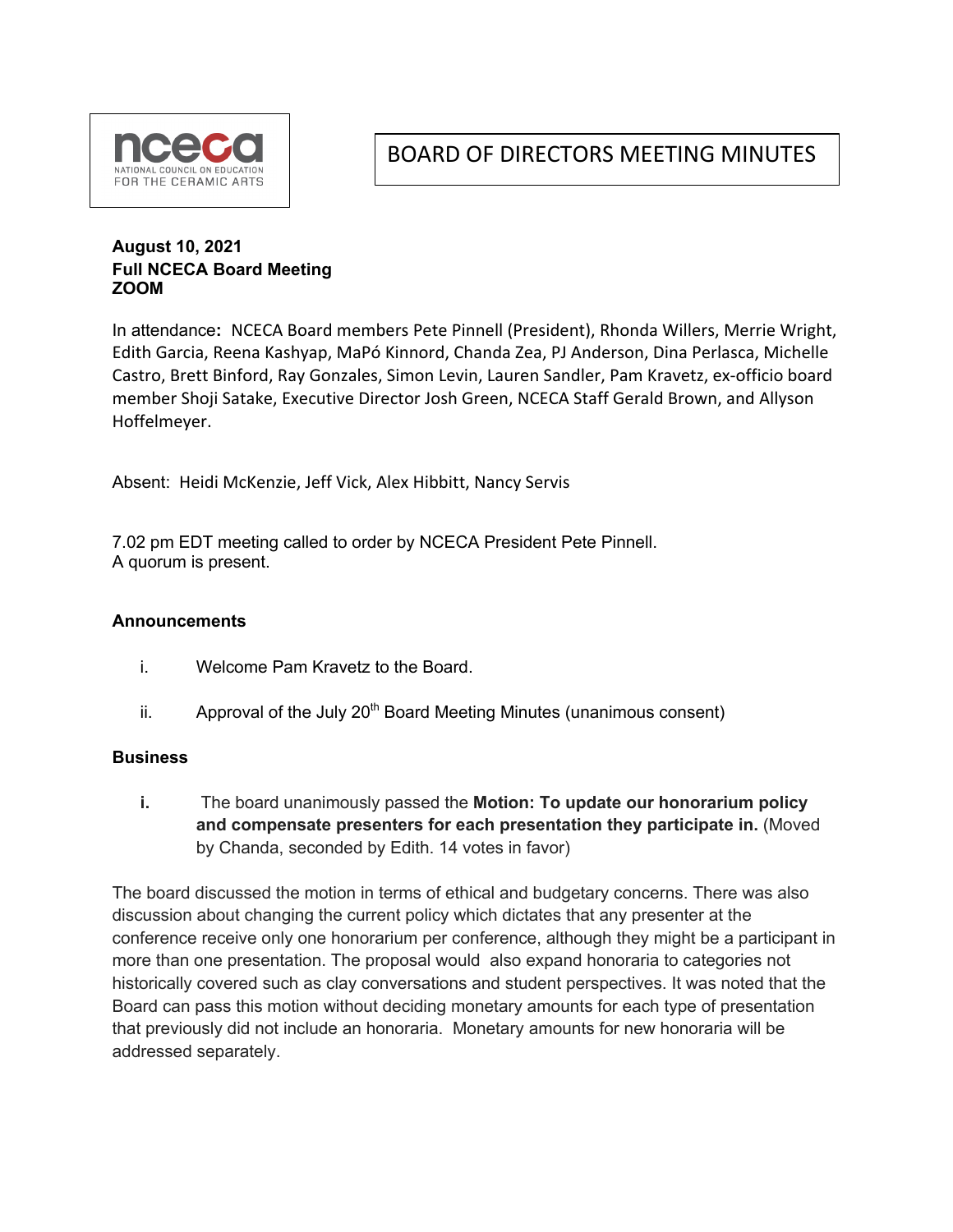# BOARD OF DIRECTORS MEETING MINUTES

**August 10, 2021**
**Full NCECA Board Meeting**
**ZOOM**

In attendance**:** NCECA Board members Pete Pinnell (President), Rhonda Willers, Merrie Wright, Edith Garcia, Reena Kashyap, MaPó Kinnord, Chanda Zea, PJ Anderson, Dina Perlasca, Michelle Castro, Brett Binford, Ray Gonzales, Simon Levin, Lauren Sandler, Pam Kravetz, ex-officio board member Shoji Satake, Executive Director Josh Green, NCECA Staff Gerald Brown, and Allyson Hoffelmeyer.

Absent: Heidi McKenzie, Jeff Vick, Alex Hibbitt, Nancy Servis

7.02 pm EDT meeting called to order by NCECA President Pete Pinnell.
A quorum is present.

### Announcements

i. Welcome Pam Kravetz to the Board.

ii. Approval of the July 20th Board Meeting Minutes (unanimous consent)

### Business

**i.** The board unanimously passed the **Motion: To update our honorarium policy and compensate presenters for each presentation they participate in.** (Moved by Chanda, seconded by Edith. 14 votes in favor)

The board discussed the motion in terms of ethical and budgetary concerns. There was also discussion about changing the current policy which dictates that any presenter at the conference receive only one honorarium per conference, although they might be a participant in more than one presentation. The proposal would also expand honoraria to categories not historically covered such as clay conversations and student perspectives. It was noted that the Board can pass this motion without deciding monetary amounts for each type of presentation that previously did not include an honoraria. Monetary amounts for new honoraria will be addressed separately.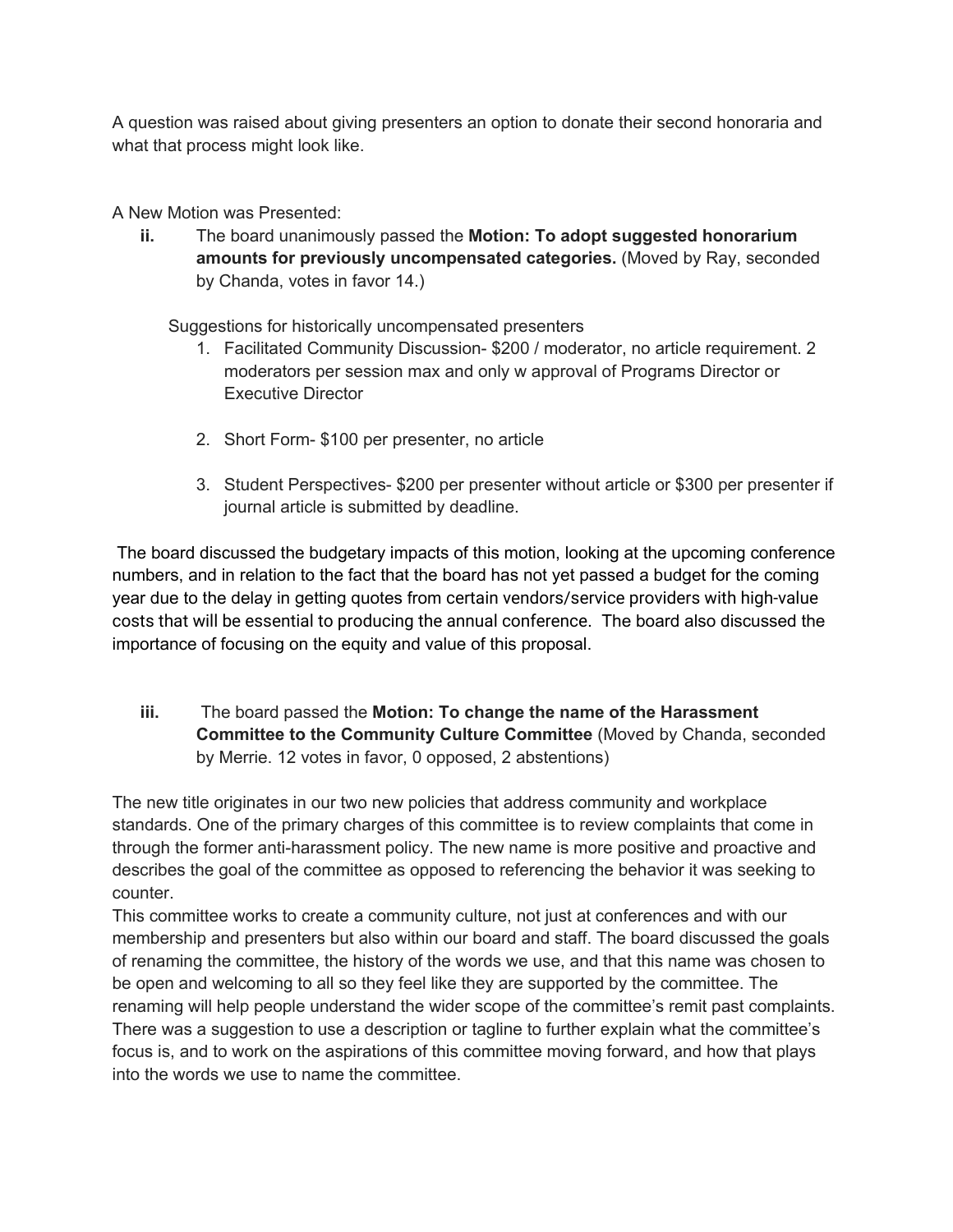A question was raised about giving presenters an option to donate their second honoraria and what that process might look like.

A New Motion was Presented:

**ii.** The board unanimously passed the **Motion: To adopt suggested honorarium amounts for previously uncompensated categories.** (Moved by Ray, seconded by Chanda, votes in favor 14.)

Suggestions for historically uncompensated presenters

1. Facilitated Community Discussion- $200 / moderator, no article requirement. 2 moderators per session max and only w approval of Programs Director or Executive Director

2. Short Form- $100 per presenter, no article

3. Student Perspectives- $200 per presenter without article or $300 per presenter if journal article is submitted by deadline.

The board discussed the budgetary impacts of this motion, looking at the upcoming conference numbers, and in relation to the fact that the board has not yet passed a budget for the coming year due to the delay in getting quotes from certain vendors/service providers with high-value costs that will be essential to producing the annual conference. The board also discussed the importance of focusing on the equity and value of this proposal.

**iii.** The board passed the **Motion: To change the name of the Harassment Committee to the Community Culture Committee** (Moved by Chanda, seconded by Merrie. 12 votes in favor, 0 opposed, 2 abstentions)

The new title originates in our two new policies that address community and workplace standards. One of the primary charges of this committee is to review complaints that come in through the former anti-harassment policy. The new name is more positive and proactive and describes the goal of the committee as opposed to referencing the behavior it was seeking to counter.

This committee works to create a community culture, not just at conferences and with our membership and presenters but also within our board and staff. The board discussed the goals of renaming the committee, the history of the words we use, and that this name was chosen to be open and welcoming to all so they feel like they are supported by the committee. The renaming will help people understand the wider scope of the committee's remit past complaints. There was a suggestion to use a description or tagline to further explain what the committee's focus is, and to work on the aspirations of this committee moving forward, and how that plays into the words we use to name the committee.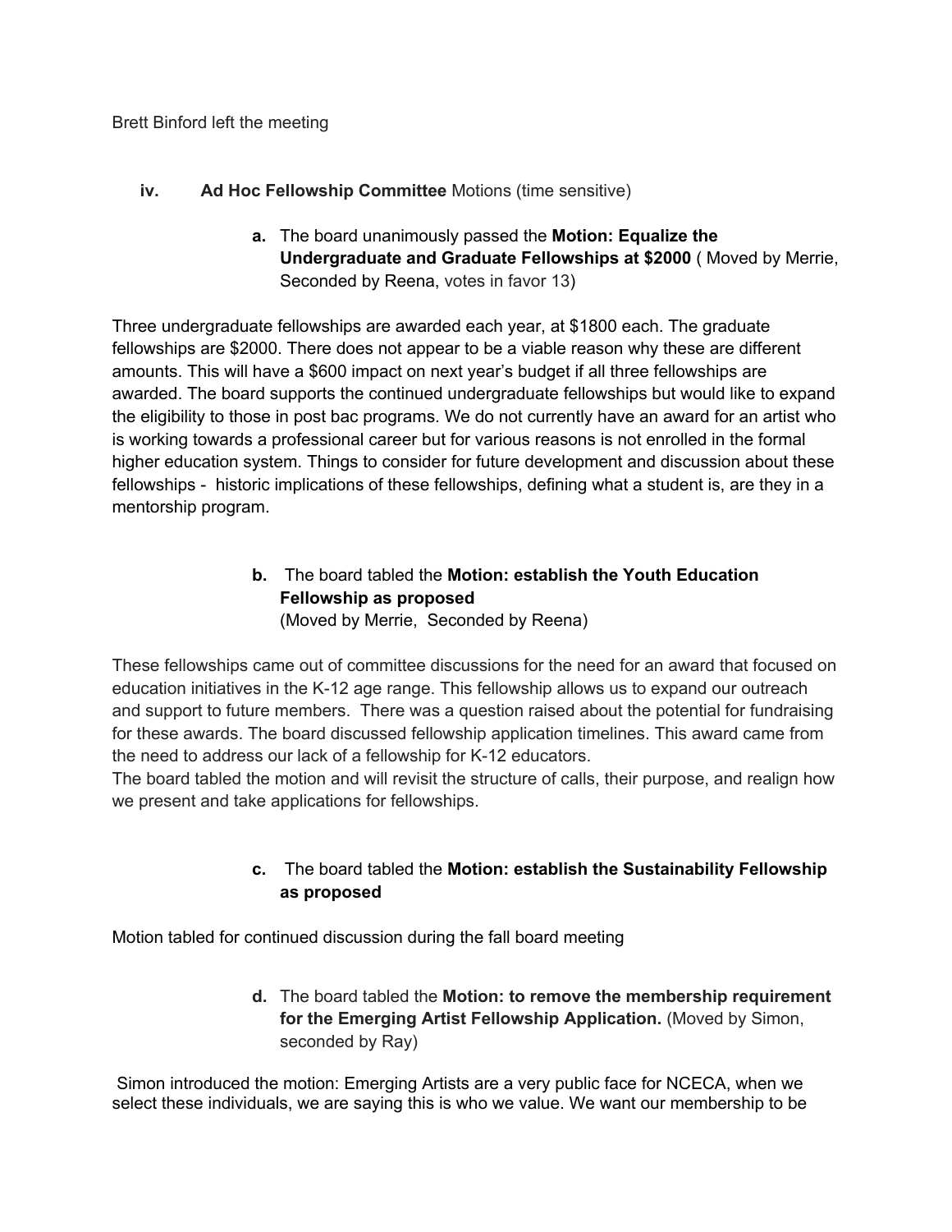Brett Binford left the meeting

**iv. Ad Hoc Fellowship Committee** Motions (time sensitive)

a. The board unanimously passed the **Motion: Equalize the Undergraduate and Graduate Fellowships at $2000** ( Moved by Merrie, Seconded by Reena, votes in favor 13)

Three undergraduate fellowships are awarded each year, at $1800 each. The graduate fellowships are $2000. There does not appear to be a viable reason why these are different amounts. This will have a $600 impact on next year's budget if all three fellowships are awarded. The board supports the continued undergraduate fellowships but would like to expand the eligibility to those in post bac programs. We do not currently have an award for an artist who is working towards a professional career but for various reasons is not enrolled in the formal higher education system. Things to consider for future development and discussion about these fellowships - historic implications of these fellowships, defining what a student is, are they in a mentorship program.

b. The board tabled the **Motion: establish the Youth Education Fellowship as proposed** (Moved by Merrie, Seconded by Reena)

These fellowships came out of committee discussions for the need for an award that focused on education initiatives in the K-12 age range. This fellowship allows us to expand our outreach and support to future members. There was a question raised about the potential for fundraising for these awards. The board discussed fellowship application timelines. This award came from the need to address our lack of a fellowship for K-12 educators.
The board tabled the motion and will revisit the structure of calls, their purpose, and realign how we present and take applications for fellowships.

c. The board tabled the **Motion: establish the Sustainability Fellowship as proposed**

Motion tabled for continued discussion during the fall board meeting

d. The board tabled the **Motion: to remove the membership requirement for the Emerging Artist Fellowship Application.** (Moved by Simon, seconded by Ray)

Simon introduced the motion: Emerging Artists are a very public face for NCECA, when we select these individuals, we are saying this is who we value. We want our membership to be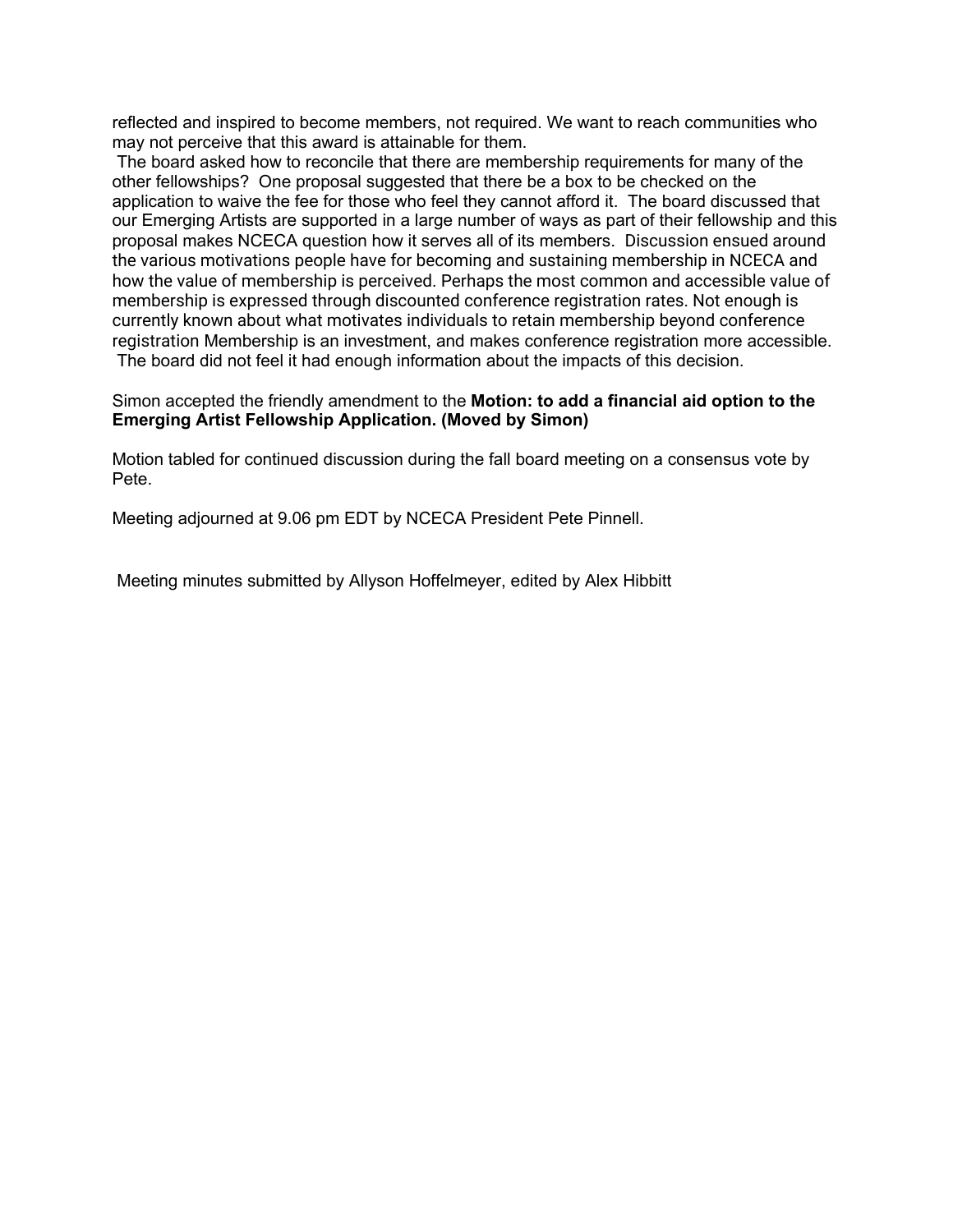reflected and inspired to become members, not required. We want to reach communities who may not perceive that this award is attainable for them.

The board asked how to reconcile that there are membership requirements for many of the other fellowships? One proposal suggested that there be a box to be checked on the application to waive the fee for those who feel they cannot afford it. The board discussed that our Emerging Artists are supported in a large number of ways as part of their fellowship and this proposal makes NCECA question how it serves all of its members. Discussion ensued around the various motivations people have for becoming and sustaining membership in NCECA and how the value of membership is perceived. Perhaps the most common and accessible value of membership is expressed through discounted conference registration rates. Not enough is currently known about what motivates individuals to retain membership beyond conference registration Membership is an investment, and makes conference registration more accessible. The board did not feel it had enough information about the impacts of this decision.

Simon accepted the friendly amendment to the **Motion: to add a financial aid option to the Emerging Artist Fellowship Application. (Moved by Simon)**

Motion tabled for continued discussion during the fall board meeting on a consensus vote by Pete.

Meeting adjourned at 9.06 pm EDT by NCECA President Pete Pinnell.

Meeting minutes submitted by Allyson Hoffelmeyer, edited by Alex Hibbitt